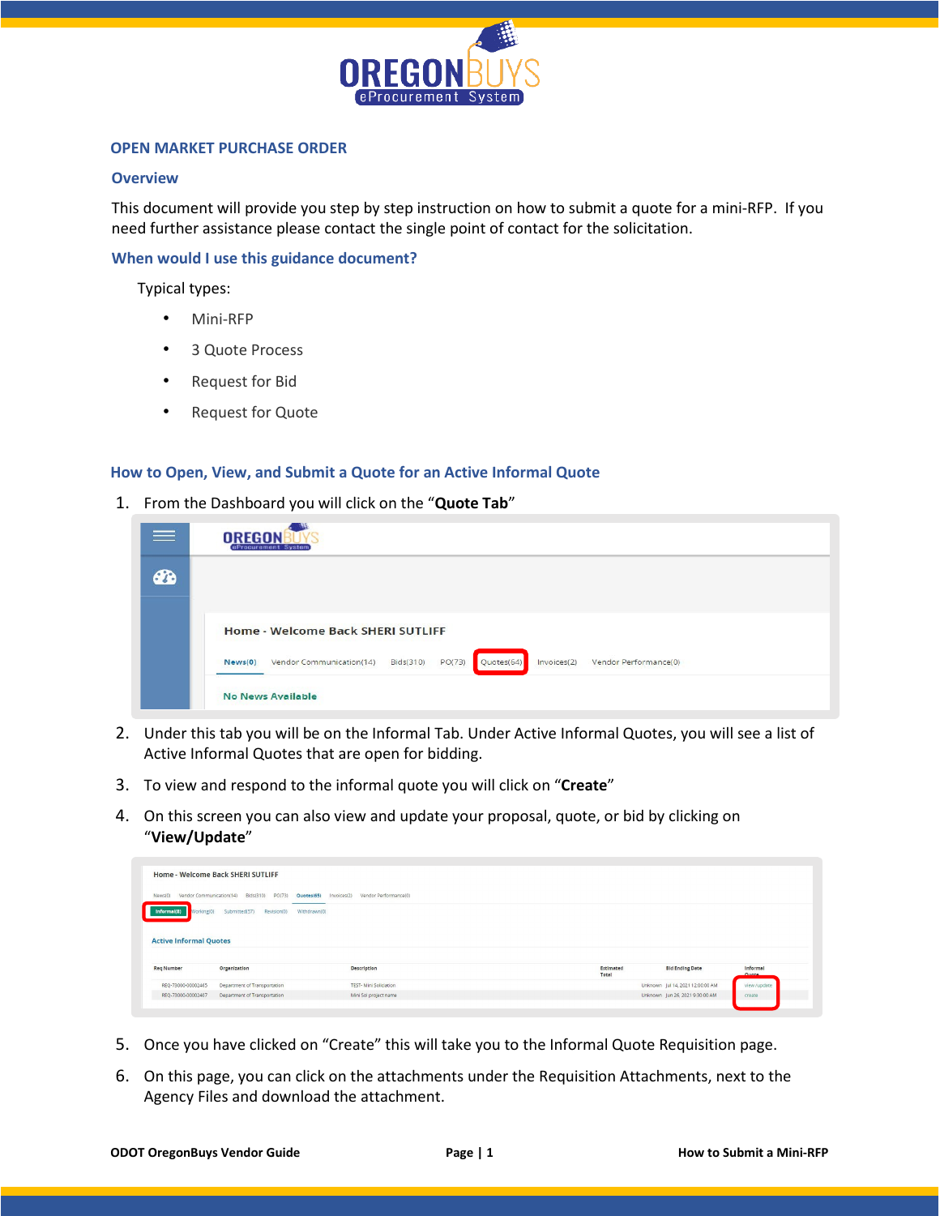## OPEN MARKET PURCHASE ORDER

### Overview

This document will provide you step by step instruction on how to submit a quote for a mini-RFP. If you need further assistance please contact the single point of contact for the solicitation.

### When would I use this guidance document?

Typical types:

- Mini-RFP
- 3 Quote Process
- Request for Bid
- Request for Quote

### How to Open, View, and Submit a Quote for an Active Informal Quote

1. From the Dashboard you will click on the "**Quote Tab**"

2. Under this tab you will be on the Informal Tab. Under Active Informal Quotes, you will see a list of Active Informal Quotes that are open for bidding.

3. To view and respond to the informal quote you will click on "**Create**"

4. On this screen you can also view and update your proposal, quote, or bid by clicking on "**View/Update**"

5. Once you have clicked on "Create" this will take you to the Informal Quote Requisition page.

6. On this page, you can click on the attachments under the Requisition Attachments, next to the Agency Files and download the attachment.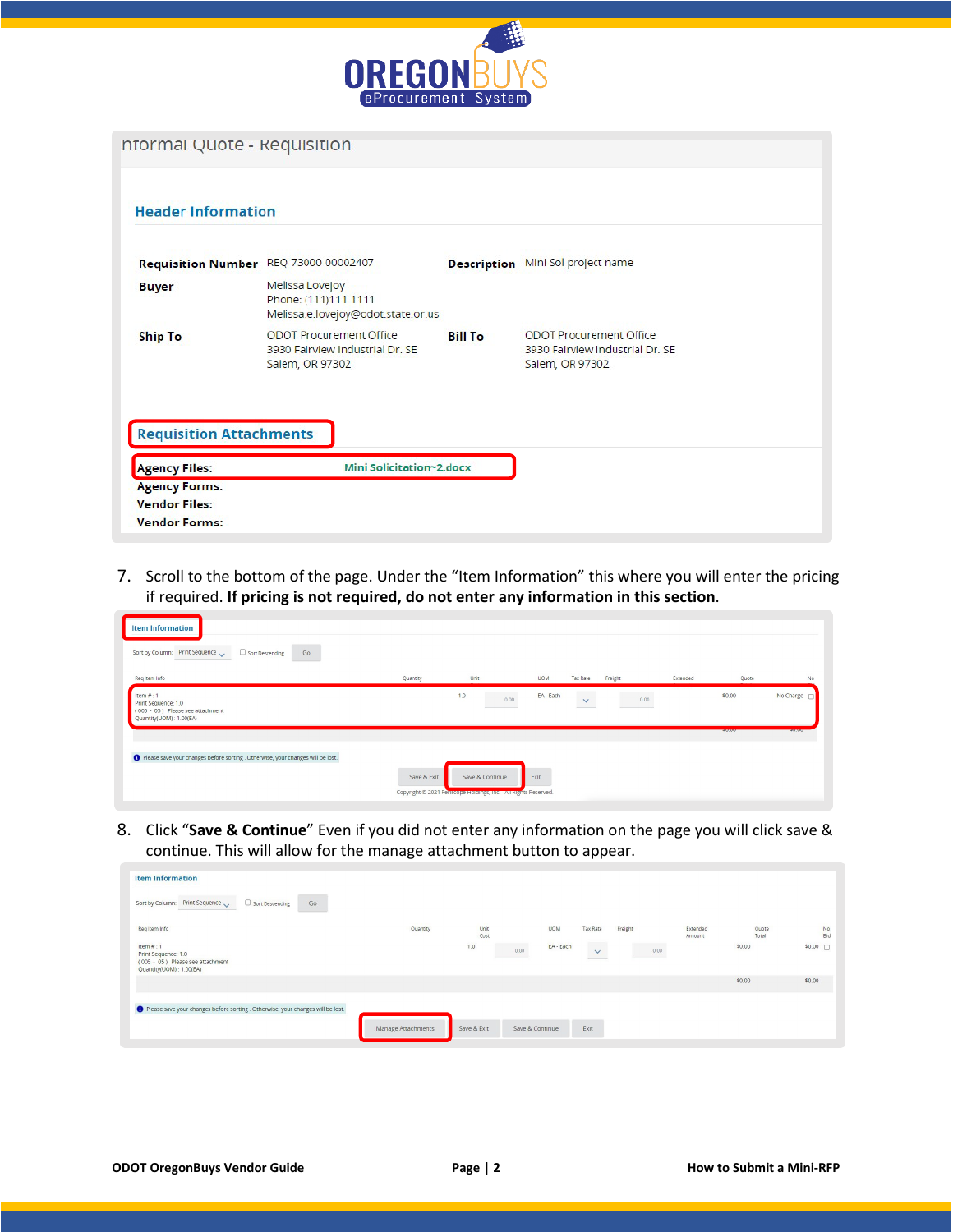nformal Quote - Requisition

**Header Information**

| | | | |
|---|---|---|---|
| **Requisition Number** | REQ-73000-00002407 | **Description** | Mini Sol project name |
| **Buyer** | Melissa Lovejoy<br>Phone: (111)111-1111<br>Melissa.e.lovejoy@odot.state.or.us | | |
| **Ship To** | ODOT Procurement Office<br>3930 Fairview Industrial Dr. SE<br>Salem, OR 97302 | **Bill To** | ODOT Procurement Office<br>3930 Fairview Industrial Dr. SE<br>Salem, OR 97302 |

**Requisition Attachments**

**Agency Files:** Mini Solicitation~2.docx
**Agency Forms:**
**Vendor Files:**
**Vendor Forms:**

7. Scroll to the bottom of the page. Under the "Item Information" this where you will enter the pricing if required. **If pricing is not required, do not enter any information in this section**.

8. Click "**Save & Continue**" Even if you did not enter any information on the page you will click save & continue. This will allow for the manage attachment button to appear.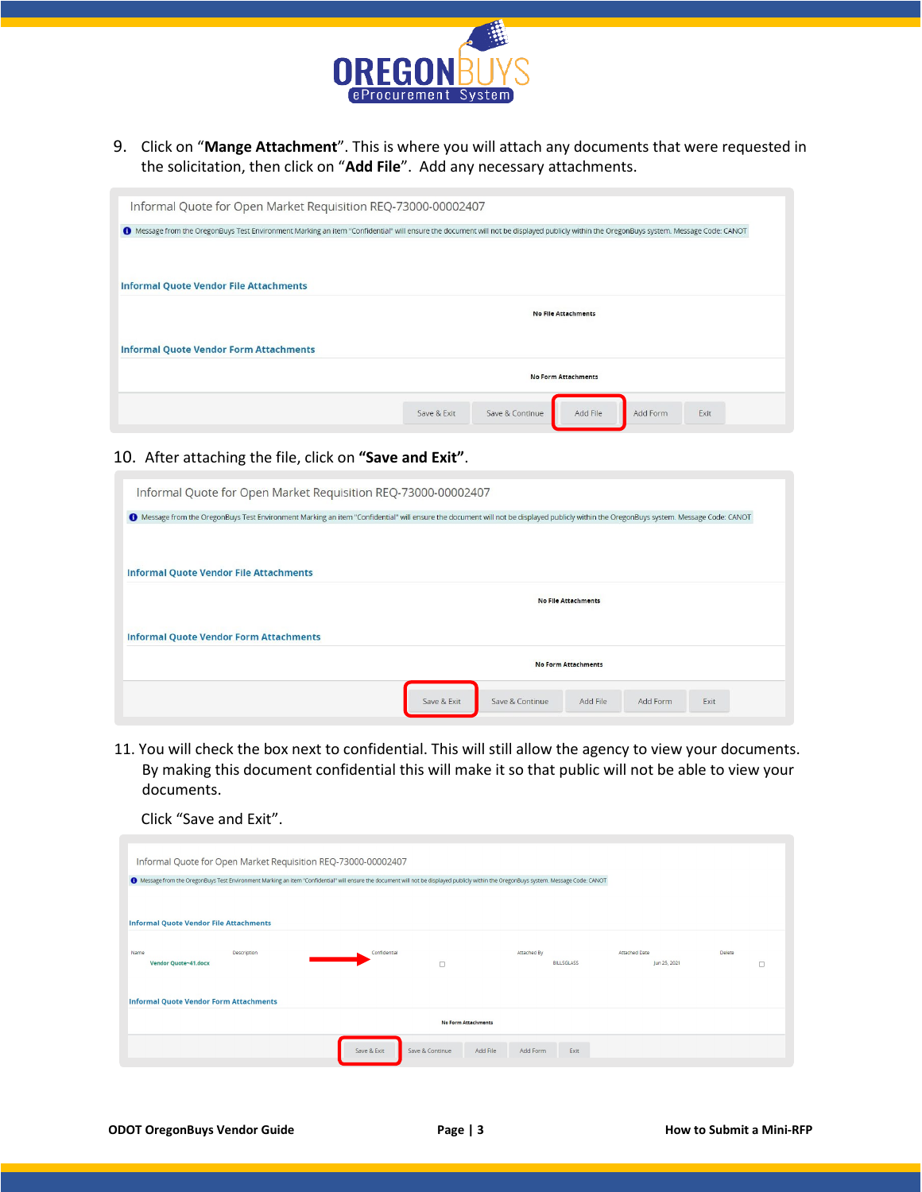9. Click on "**Mange Attachment**". This is where you will attach any documents that were requested in the solicitation, then click on "**Add File**". Add any necessary attachments.

Informal Quote for Open Market Requisition REQ-73000-00002407

Message from the OregonBuys Test Environment Marking an item "Confidential" will ensure the document will not be displayed publicly within the OregonBuys system. Message Code: CANOT

**Informal Quote Vendor File Attachments**

No File Attachments

**Informal Quote Vendor Form Attachments**

No Form Attachments

Save & Exit | Save & Continue | Add File | Add Form | Exit

10. After attaching the file, click on **"Save and Exit"**.

Informal Quote for Open Market Requisition REQ-73000-00002407

Message from the OregonBuys Test Environment Marking an item "Confidential" will ensure the document will not be displayed publicly within the OregonBuys system. Message Code: CANOT

**Informal Quote Vendor File Attachments**

No File Attachments

**Informal Quote Vendor Form Attachments**

No Form Attachments

Save & Exit | Save & Continue | Add File | Add Form | Exit

11. You will check the box next to confidential. This will still allow the agency to view your documents. By making this document confidential this will make it so that public will not be able to view your documents.

Click "Save and Exit".

Informal Quote for Open Market Requisition REQ-73000-00002407

Message from the OregonBuys Test Environment Marking an item "Confidential" will ensure the document will not be displayed publicly within the OregonBuys system. Message Code: CANOT

**Informal Quote Vendor File Attachments**

| Name | Description | Confidential | Attached By | Attached Date | Delete |
|---|---|---|---|---|---|
| Vendor Quote-41.docx | | ☐ | BILLSGLASS | Jun 25, 2021 | ☐ |

**Informal Quote Vendor Form Attachments**

No Form Attachments

Save & Exit | Save & Continue | Add File | Add Form | Exit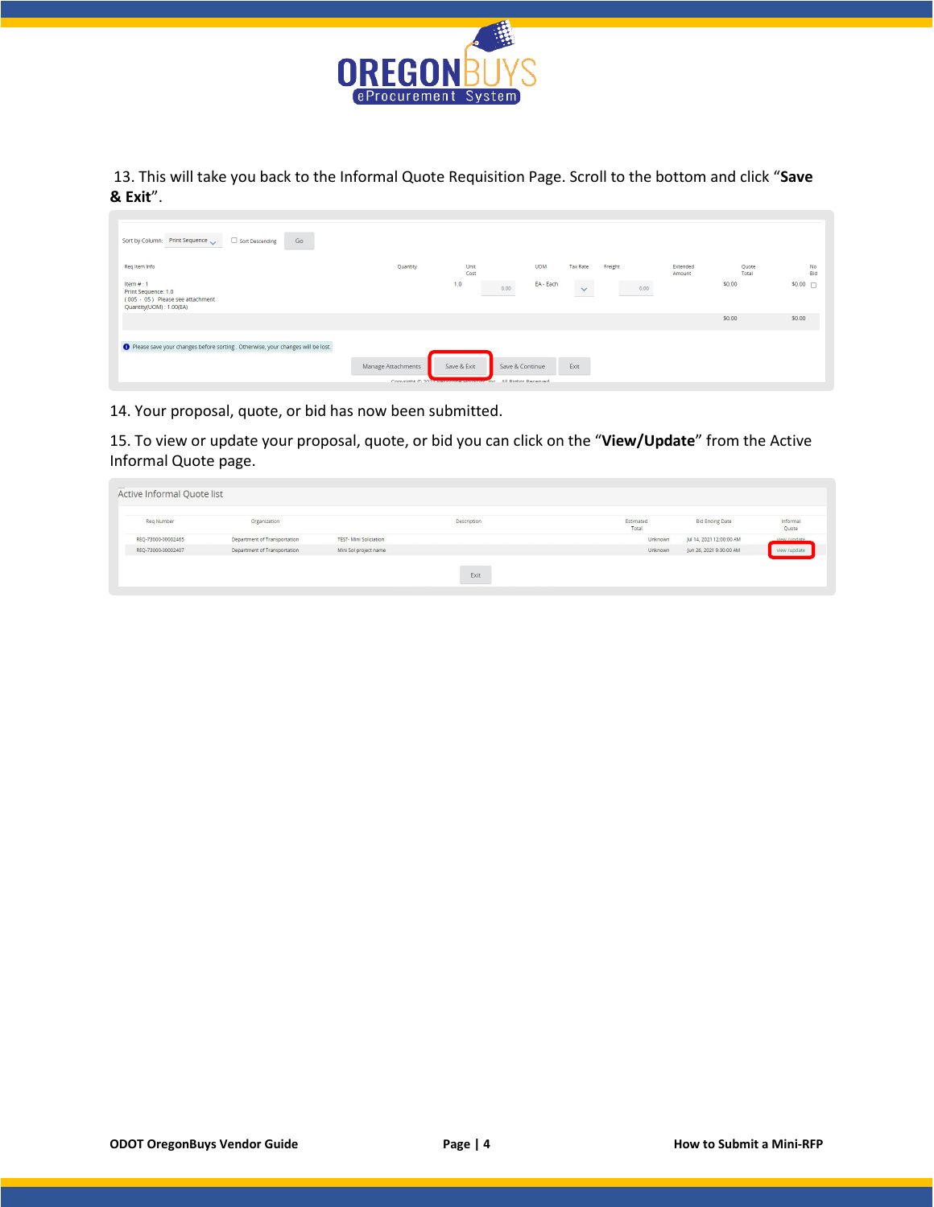13. This will take you back to the Informal Quote Requisition Page. Scroll to the bottom and click "**Save & Exit**".

14. Your proposal, quote, or bid has now been submitted.

15. To view or update your proposal, quote, or bid you can click on the "**View/Update**" from the Active Informal Quote page.